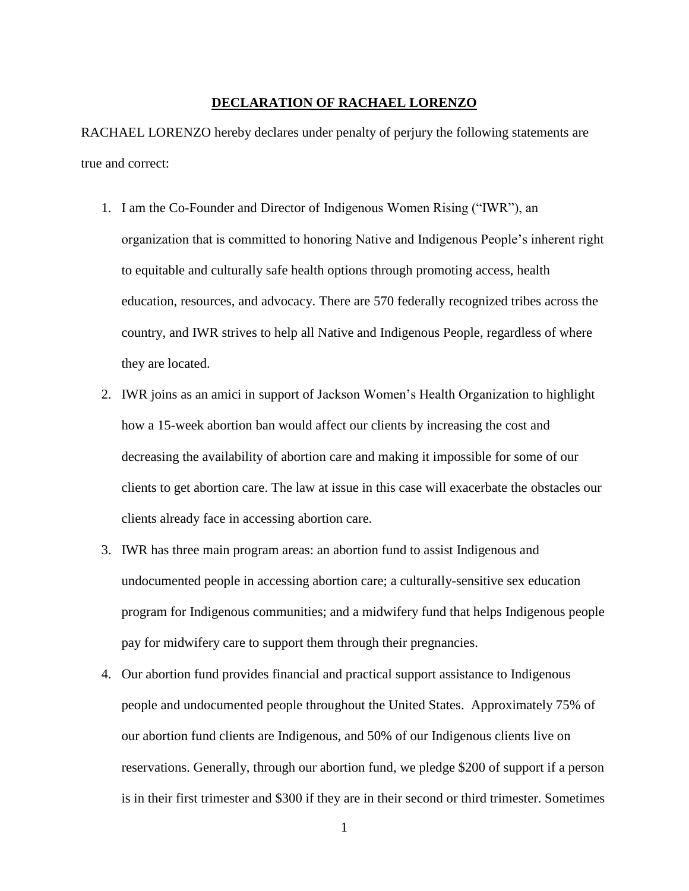# DECLARATION OF RACHAEL LORENZO

RACHAEL LORENZO hereby declares under penalty of perjury the following statements are true and correct:

1. I am the Co-Founder and Director of Indigenous Women Rising ("IWR"), an organization that is committed to honoring Native and Indigenous People's inherent right to equitable and culturally safe health options through promoting access, health education, resources, and advocacy. There are 570 federally recognized tribes across the country, and IWR strives to help all Native and Indigenous People, regardless of where they are located.
2. IWR joins as an amici in support of Jackson Women's Health Organization to highlight how a 15-week abortion ban would affect our clients by increasing the cost and decreasing the availability of abortion care and making it impossible for some of our clients to get abortion care. The law at issue in this case will exacerbate the obstacles our clients already face in accessing abortion care.
3. IWR has three main program areas: an abortion fund to assist Indigenous and undocumented people in accessing abortion care; a culturally-sensitive sex education program for Indigenous communities; and a midwifery fund that helps Indigenous people pay for midwifery care to support them through their pregnancies.
4. Our abortion fund provides financial and practical support assistance to Indigenous people and undocumented people throughout the United States. Approximately 75% of our abortion fund clients are Indigenous, and 50% of our Indigenous clients live on reservations. Generally, through our abortion fund, we pledge $200 of support if a person is in their first trimester and $300 if they are in their second or third trimester. Sometimes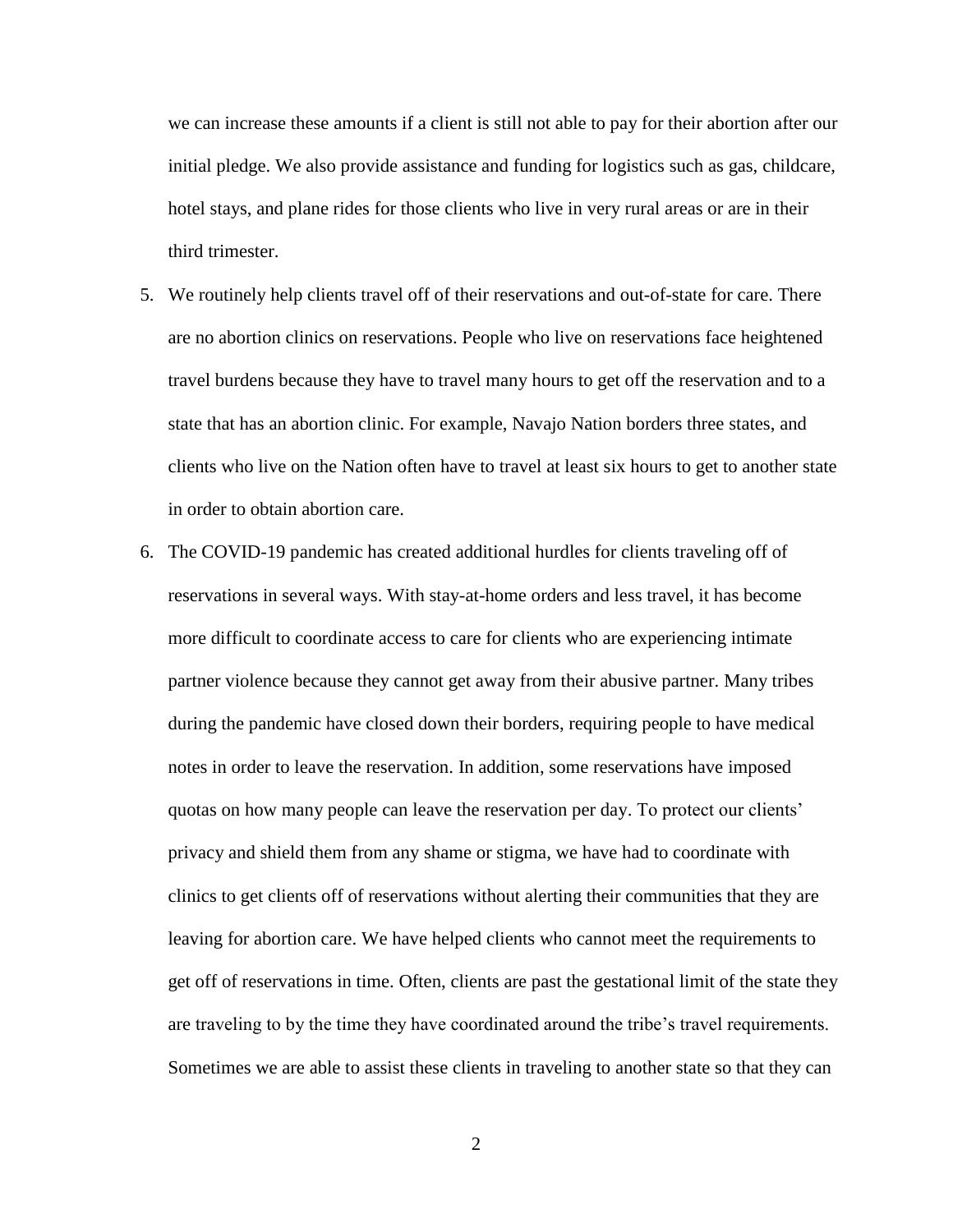we can increase these amounts if a client is still not able to pay for their abortion after our initial pledge. We also provide assistance and funding for logistics such as gas, childcare, hotel stays, and plane rides for those clients who live in very rural areas or are in their third trimester.

5. We routinely help clients travel off of their reservations and out-of-state for care. There are no abortion clinics on reservations. People who live on reservations face heightened travel burdens because they have to travel many hours to get off the reservation and to a state that has an abortion clinic. For example, Navajo Nation borders three states, and clients who live on the Nation often have to travel at least six hours to get to another state in order to obtain abortion care.

6. The COVID-19 pandemic has created additional hurdles for clients traveling off of reservations in several ways. With stay-at-home orders and less travel, it has become more difficult to coordinate access to care for clients who are experiencing intimate partner violence because they cannot get away from their abusive partner. Many tribes during the pandemic have closed down their borders, requiring people to have medical notes in order to leave the reservation. In addition, some reservations have imposed quotas on how many people can leave the reservation per day. To protect our clients' privacy and shield them from any shame or stigma, we have had to coordinate with clinics to get clients off of reservations without alerting their communities that they are leaving for abortion care. We have helped clients who cannot meet the requirements to get off of reservations in time. Often, clients are past the gestational limit of the state they are traveling to by the time they have coordinated around the tribe's travel requirements. Sometimes we are able to assist these clients in traveling to another state so that they can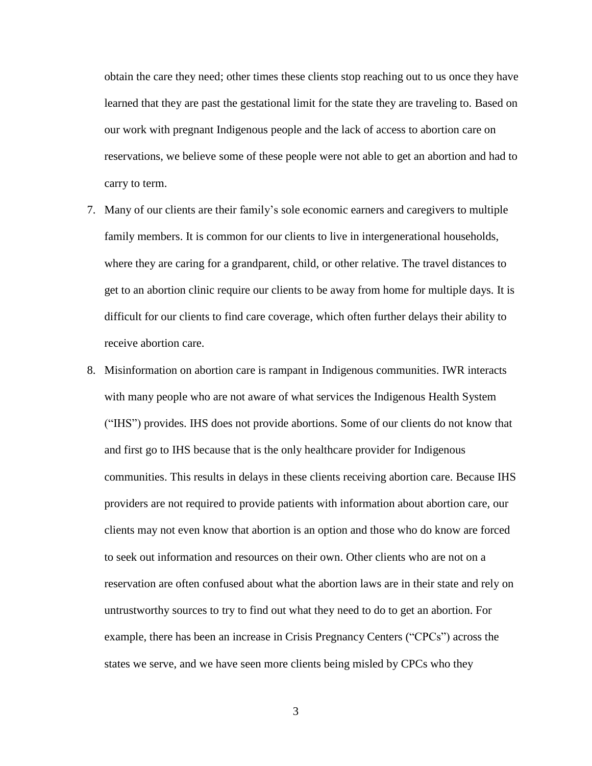obtain the care they need; other times these clients stop reaching out to us once they have learned that they are past the gestational limit for the state they are traveling to. Based on our work with pregnant Indigenous people and the lack of access to abortion care on reservations, we believe some of these people were not able to get an abortion and had to carry to term.

7. Many of our clients are their family's sole economic earners and caregivers to multiple family members. It is common for our clients to live in intergenerational households, where they are caring for a grandparent, child, or other relative. The travel distances to get to an abortion clinic require our clients to be away from home for multiple days. It is difficult for our clients to find care coverage, which often further delays their ability to receive abortion care.

8. Misinformation on abortion care is rampant in Indigenous communities. IWR interacts with many people who are not aware of what services the Indigenous Health System ("IHS") provides. IHS does not provide abortions. Some of our clients do not know that and first go to IHS because that is the only healthcare provider for Indigenous communities. This results in delays in these clients receiving abortion care. Because IHS providers are not required to provide patients with information about abortion care, our clients may not even know that abortion is an option and those who do know are forced to seek out information and resources on their own. Other clients who are not on a reservation are often confused about what the abortion laws are in their state and rely on untrustworthy sources to try to find out what they need to do to get an abortion. For example, there has been an increase in Crisis Pregnancy Centers ("CPCs") across the states we serve, and we have seen more clients being misled by CPCs who they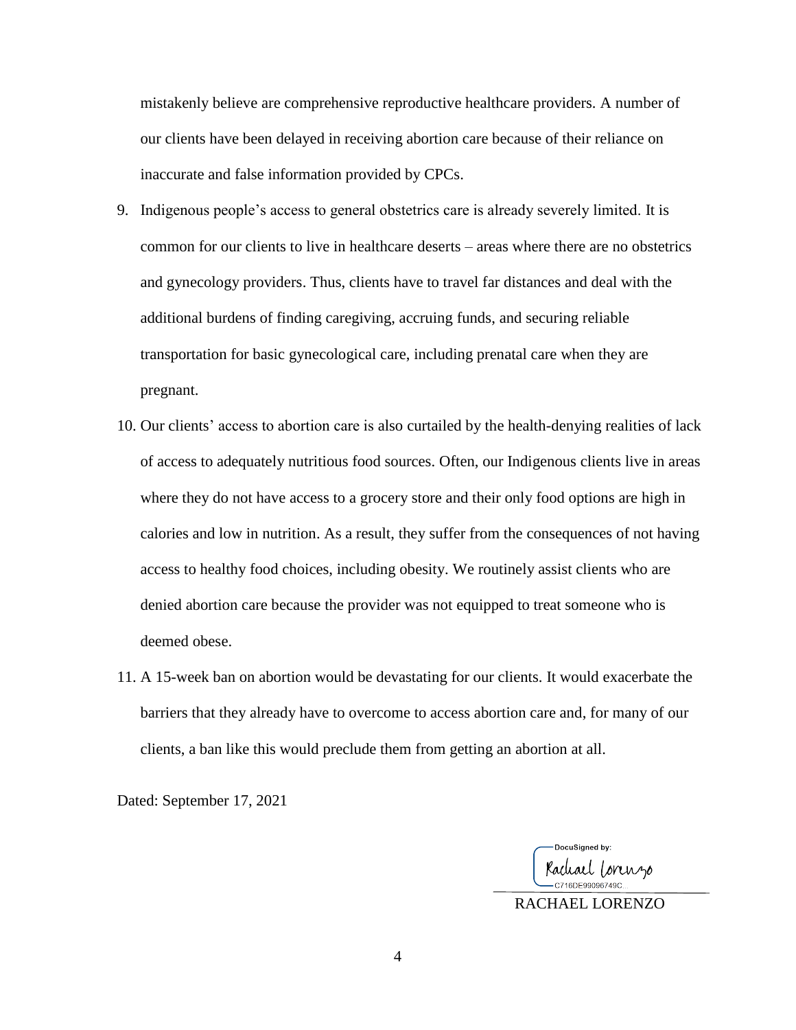mistakenly believe are comprehensive reproductive healthcare providers. A number of our clients have been delayed in receiving abortion care because of their reliance on inaccurate and false information provided by CPCs.

9. Indigenous people's access to general obstetrics care is already severely limited. It is common for our clients to live in healthcare deserts – areas where there are no obstetrics and gynecology providers. Thus, clients have to travel far distances and deal with the additional burdens of finding caregiving, accruing funds, and securing reliable transportation for basic gynecological care, including prenatal care when they are pregnant.

10. Our clients' access to abortion care is also curtailed by the health-denying realities of lack of access to adequately nutritious food sources. Often, our Indigenous clients live in areas where they do not have access to a grocery store and their only food options are high in calories and low in nutrition. As a result, they suffer from the consequences of not having access to healthy food choices, including obesity. We routinely assist clients who are denied abortion care because the provider was not equipped to treat someone who is deemed obese.

11. A 15-week ban on abortion would be devastating for our clients. It would exacerbate the barriers that they already have to overcome to access abortion care and, for many of our clients, a ban like this would preclude them from getting an abortion at all.

Dated: September 17, 2021

DocuSigned by:
Rachael Lorenzo
C716DE99096749C...

RACHAEL LORENZO